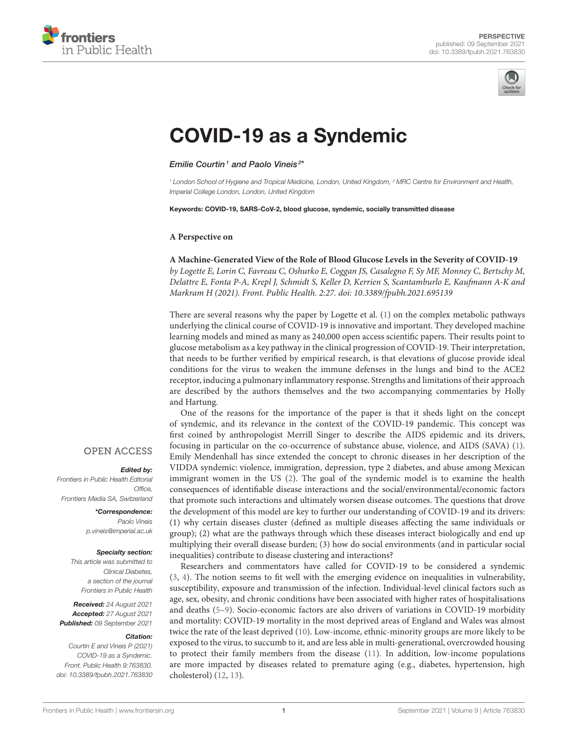PERSPECTIVE
published: 09 September 2021
doi: 10.3389/fpubh.2021.763830

# COVID-19 as a Syndemic

*Emilie Courtin[1] and Paolo Vineis[2]\**

[1] London School of Hygiene and Tropical Medicine, London, United Kingdom, [2] MRC Centre for Environment and Health, Imperial College London, London, United Kingdom

**Keywords: COVID-19, SARS-CoV-2, blood glucose, syndemic, socially transmitted disease**

OPEN ACCESS

***Edited by:***
Frontiers in Public Health Editorial Office, Frontiers Media SA, Switzerland

***\*Correspondence:***
Paolo Vineis
p.vineis@imperial.ac.uk

***Specialty section:***
This article was submitted to Clinical Diabetes, a section of the journal Frontiers in Public Health

***Received:*** 24 August 2021
***Accepted:*** 27 August 2021
***Published:*** 09 September 2021

***Citation:***
Courtin E and Vineis P (2021) COVID-19 as a Syndemic. Front. Public Health 9:763830. doi: 10.3389/fpubh.2021.763830

**A Perspective on**

**A Machine-Generated View of the Role of Blood Glucose Levels in the Severity of COVID-19**
*by Logette E, Lorin C, Favreau C, Oshurko E, Coggan JS, Casalegno F, Sy MF, Monney C, Bertschy M, Delattre E, Fonta P-A, Krepl J, Schmidt S, Keller D, Kerrien S, Scantamburlo E, Kaufmann A-K and Markram H (2021). Front. Public Health. 2:27. doi: 10.3389/fpubh.2021.695139*

There are several reasons why the paper by Logette et al. (1) on the complex metabolic pathways underlying the clinical course of COVID-19 is innovative and important. They developed machine learning models and mined as many as 240,000 open access scientific papers. Their results point to glucose metabolism as a key pathway in the clinical progression of COVID-19. Their interpretation, that needs to be further verified by empirical research, is that elevations of glucose provide ideal conditions for the virus to weaken the immune defenses in the lungs and bind to the ACE2 receptor, inducing a pulmonary inflammatory response. Strengths and limitations of their approach are described by the authors themselves and the two accompanying commentaries by Holly and Hartung.

One of the reasons for the importance of the paper is that it sheds light on the concept of syndemic, and its relevance in the context of the COVID-19 pandemic. This concept was first coined by anthropologist Merrill Singer to describe the AIDS epidemic and its drivers, focusing in particular on the co-occurrence of substance abuse, violence, and AIDS (SAVA) (1). Emily Mendenhall has since extended the concept to chronic diseases in her description of the VIDDA syndemic: violence, immigration, depression, type 2 diabetes, and abuse among Mexican immigrant women in the US (2). The goal of the syndemic model is to examine the health consequences of identifiable disease interactions and the social/environmental/economic factors that promote such interactions and ultimately worsen disease outcomes. The questions that drove the development of this model are key to further our understanding of COVID-19 and its drivers: (1) why certain diseases cluster (defined as multiple diseases affecting the same individuals or group); (2) what are the pathways through which these diseases interact biologically and end up multiplying their overall disease burden; (3) how do social environments (and in particular social inequalities) contribute to disease clustering and interactions?

Researchers and commentators have called for COVID-19 to be considered a syndemic (3, 4). The notion seems to fit well with the emerging evidence on inequalities in vulnerability, susceptibility, exposure and transmission of the infection. Individual-level clinical factors such as age, sex, obesity, and chronic conditions have been associated with higher rates of hospitalisations and deaths (5–9). Socio-economic factors are also drivers of variations in COVID-19 morbidity and mortality: COVID-19 mortality in the most deprived areas of England and Wales was almost twice the rate of the least deprived (10). Low-income, ethnic-minority groups are more likely to be exposed to the virus, to succumb to it, and are less able in multi-generational, overcrowded housing to protect their family members from the disease (11). In addition, low-income populations are more impacted by diseases related to premature aging (e.g., diabetes, hypertension, high cholesterol) (12, 13).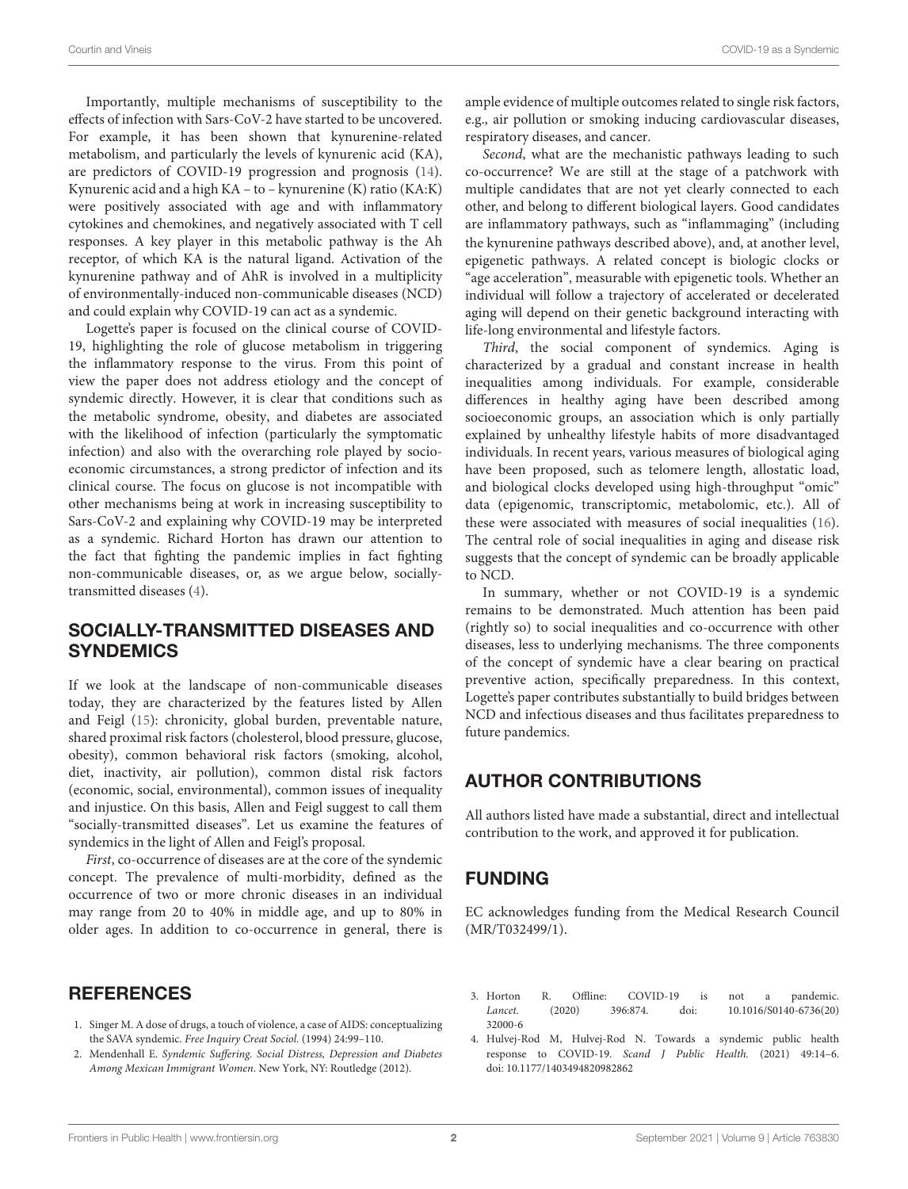Importantly, multiple mechanisms of susceptibility to the effects of infection with Sars-CoV-2 have started to be uncovered. For example, it has been shown that kynurenine-related metabolism, and particularly the levels of kynurenic acid (KA), are predictors of COVID-19 progression and prognosis (14). Kynurenic acid and a high KA – to – kynurenine (K) ratio (KA:K) were positively associated with age and with inflammatory cytokines and chemokines, and negatively associated with T cell responses. A key player in this metabolic pathway is the Ah receptor, of which KA is the natural ligand. Activation of the kynurenine pathway and of AhR is involved in a multiplicity of environmentally-induced non-communicable diseases (NCD) and could explain why COVID-19 can act as a syndemic.

Logette's paper is focused on the clinical course of COVID-19, highlighting the role of glucose metabolism in triggering the inflammatory response to the virus. From this point of view the paper does not address etiology and the concept of syndemic directly. However, it is clear that conditions such as the metabolic syndrome, obesity, and diabetes are associated with the likelihood of infection (particularly the symptomatic infection) and also with the overarching role played by socio-economic circumstances, a strong predictor of infection and its clinical course. The focus on glucose is not incompatible with other mechanisms being at work in increasing susceptibility to Sars-CoV-2 and explaining why COVID-19 may be interpreted as a syndemic. Richard Horton has drawn our attention to the fact that fighting the pandemic implies in fact fighting non-communicable diseases, or, as we argue below, socially-transmitted diseases (4).

## SOCIALLY-TRANSMITTED DISEASES AND SYNDEMICS

If we look at the landscape of non-communicable diseases today, they are characterized by the features listed by Allen and Feigl (15): chronicity, global burden, preventable nature, shared proximal risk factors (cholesterol, blood pressure, glucose, obesity), common behavioral risk factors (smoking, alcohol, diet, inactivity, air pollution), common distal risk factors (economic, social, environmental), common issues of inequality and injustice. On this basis, Allen and Feigl suggest to call them "socially-transmitted diseases". Let us examine the features of syndemics in the light of Allen and Feigl's proposal.

*First*, co-occurrence of diseases are at the core of the syndemic concept. The prevalence of multi-morbidity, defined as the occurrence of two or more chronic diseases in an individual may range from 20 to 40% in middle age, and up to 80% in older ages. In addition to co-occurrence in general, there is ample evidence of multiple outcomes related to single risk factors, e.g., air pollution or smoking inducing cardiovascular diseases, respiratory diseases, and cancer.

*Second*, what are the mechanistic pathways leading to such co-occurrence? We are still at the stage of a patchwork with multiple candidates that are not yet clearly connected to each other, and belong to different biological layers. Good candidates are inflammatory pathways, such as "inflammaging" (including the kynurenine pathways described above), and, at another level, epigenetic pathways. A related concept is biologic clocks or "age acceleration", measurable with epigenetic tools. Whether an individual will follow a trajectory of accelerated or decelerated aging will depend on their genetic background interacting with life-long environmental and lifestyle factors.

*Third*, the social component of syndemics. Aging is characterized by a gradual and constant increase in health inequalities among individuals. For example, considerable differences in healthy aging have been described among socioeconomic groups, an association which is only partially explained by unhealthy lifestyle habits of more disadvantaged individuals. In recent years, various measures of biological aging have been proposed, such as telomere length, allostatic load, and biological clocks developed using high-throughput "omic" data (epigenomic, transcriptomic, metabolomic, etc.). All of these were associated with measures of social inequalities (16). The central role of social inequalities in aging and disease risk suggests that the concept of syndemic can be broadly applicable to NCD.

In summary, whether or not COVID-19 is a syndemic remains to be demonstrated. Much attention has been paid (rightly so) to social inequalities and co-occurrence with other diseases, less to underlying mechanisms. The three components of the concept of syndemic have a clear bearing on practical preventive action, specifically preparedness. In this context, Logette's paper contributes substantially to build bridges between NCD and infectious diseases and thus facilitates preparedness to future pandemics.

## AUTHOR CONTRIBUTIONS

All authors listed have made a substantial, direct and intellectual contribution to the work, and approved it for publication.

## FUNDING

EC acknowledges funding from the Medical Research Council (MR/T032499/1).

## REFERENCES

1. Singer M. A dose of drugs, a touch of violence, a case of AIDS: conceptualizing the SAVA syndemic. *Free Inquiry Creat Sociol.* (1994) 24:99–110.
2. Mendenhall E. *Syndemic Suffering. Social Distress, Depression and Diabetes Among Mexican Immigrant Women.* New York, NY: Routledge (2012).
3. Horton R. Offline: COVID-19 is not a pandemic. *Lancet.* (2020) 396:874. doi: 10.1016/S0140-6736(20)32000-6
4. Hulvej-Rod M, Hulvej-Rod N. Towards a syndemic public health response to COVID-19. *Scand J Public Health.* (2021) 49:14–6. doi: 10.1177/1403494820982862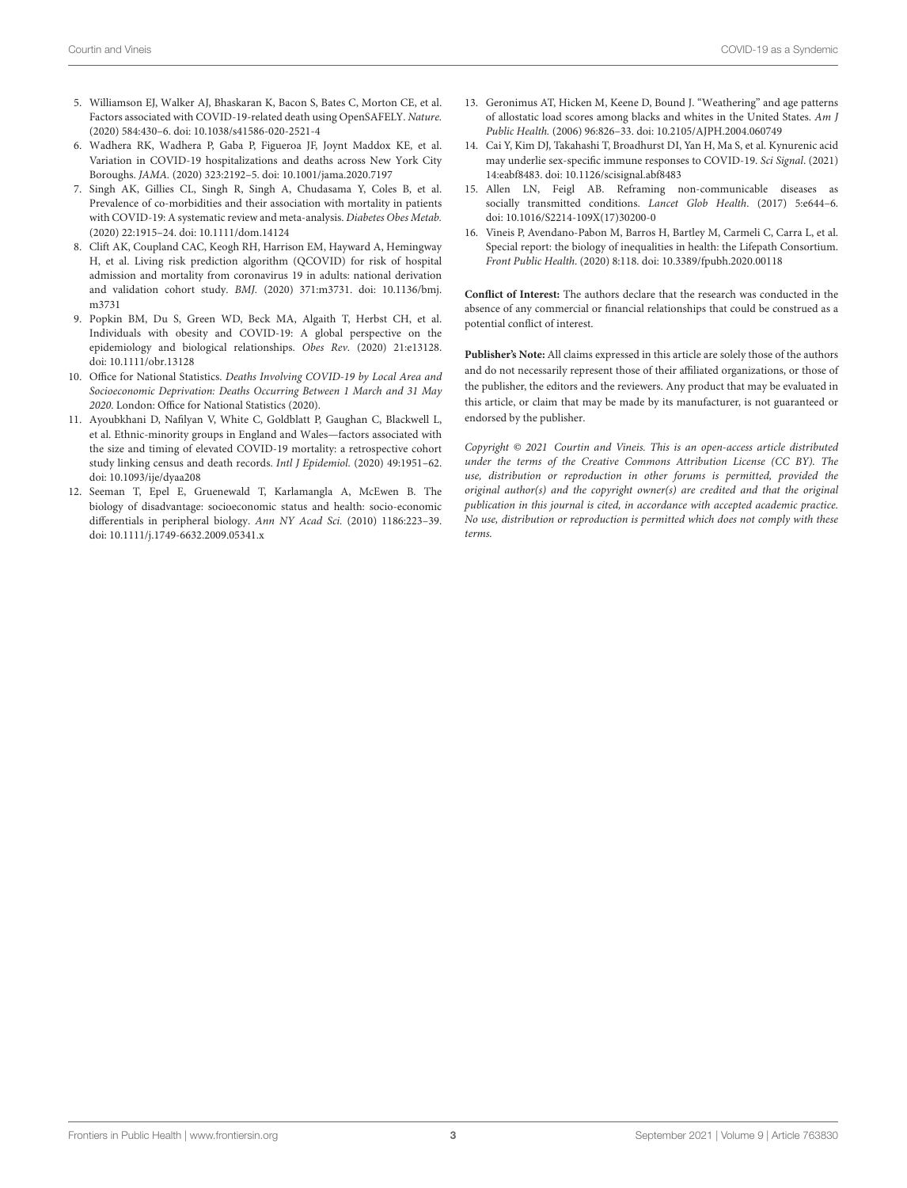5. Williamson EJ, Walker AJ, Bhaskaran K, Bacon S, Bates C, Morton CE, et al. Factors associated with COVID-19-related death using OpenSAFELY. *Nature.* (2020) 584:430–6. doi: 10.1038/s41586-020-2521-4
6. Wadhera RK, Wadhera P, Gaba P, Figueroa JF, Joynt Maddox KE, et al. Variation in COVID-19 hospitalizations and deaths across New York City Boroughs. *JAMA.* (2020) 323:2192–5. doi: 10.1001/jama.2020.7197
7. Singh AK, Gillies CL, Singh R, Singh A, Chudasama Y, Coles B, et al. Prevalence of co-morbidities and their association with mortality in patients with COVID-19: A systematic review and meta-analysis. *Diabetes Obes Metab.* (2020) 22:1915–24. doi: 10.1111/dom.14124
8. Clift AK, Coupland CAC, Keogh RH, Harrison EM, Hayward A, Hemingway H, et al. Living risk prediction algorithm (QCOVID) for risk of hospital admission and mortality from coronavirus 19 in adults: national derivation and validation cohort study. *BMJ.* (2020) 371:m3731. doi: 10.1136/bmj.m3731
9. Popkin BM, Du S, Green WD, Beck MA, Algaith T, Herbst CH, et al. Individuals with obesity and COVID-19: A global perspective on the epidemiology and biological relationships. *Obes Rev.* (2020) 21:e13128. doi: 10.1111/obr.13128
10. Office for National Statistics. *Deaths Involving COVID-19 by Local Area and Socioeconomic Deprivation: Deaths Occurring Between 1 March and 31 May 2020.* London: Office for National Statistics (2020).
11. Ayoubkhani D, Nafilyan V, White C, Goldblatt P, Gaughan C, Blackwell L, et al. Ethnic-minority groups in England and Wales—factors associated with the size and timing of elevated COVID-19 mortality: a retrospective cohort study linking census and death records. *Intl J Epidemiol.* (2020) 49:1951–62. doi: 10.1093/ije/dyaa208
12. Seeman T, Epel E, Gruenewald T, Karlamangla A, McEwen B. The biology of disadvantage: socioeconomic status and health: socio-economic differentials in peripheral biology. *Ann NY Acad Sci.* (2010) 1186:223–39. doi: 10.1111/j.1749-6632.2009.05341.x
13. Geronimus AT, Hicken M, Keene D, Bound J. "Weathering" and age patterns of allostatic load scores among blacks and whites in the United States. *Am J Public Health.* (2006) 96:826–33. doi: 10.2105/AJPH.2004.060749
14. Cai Y, Kim DJ, Takahashi T, Broadhurst DI, Yan H, Ma S, et al. Kynurenic acid may underlie sex-specific immune responses to COVID-19. *Sci Signal*. (2021) 14:eabf8483. doi: 10.1126/scisignal.abf8483
15. Allen LN, Feigl AB. Reframing non-communicable diseases as socially transmitted conditions. *Lancet Glob Health*. (2017) 5:e644–6. doi: 10.1016/S2214-109X(17)30200-0
16. Vineis P, Avendano-Pabon M, Barros H, Bartley M, Carmeli C, Carra L, et al. Special report: the biology of inequalities in health: the Lifepath Consortium. *Front Public Health*. (2020) 8:118. doi: 10.3389/fpubh.2020.00118

**Conflict of Interest:** The authors declare that the research was conducted in the absence of any commercial or financial relationships that could be construed as a potential conflict of interest.

**Publisher's Note:** All claims expressed in this article are solely those of the authors and do not necessarily represent those of their affiliated organizations, or those of the publisher, the editors and the reviewers. Any product that may be evaluated in this article, or claim that may be made by its manufacturer, is not guaranteed or endorsed by the publisher.

*Copyright © 2021 Courtin and Vineis. This is an open-access article distributed under the terms of the Creative Commons Attribution License (CC BY). The use, distribution or reproduction in other forums is permitted, provided the original author(s) and the copyright owner(s) are credited and that the original publication in this journal is cited, in accordance with accepted academic practice. No use, distribution or reproduction is permitted which does not comply with these terms.*